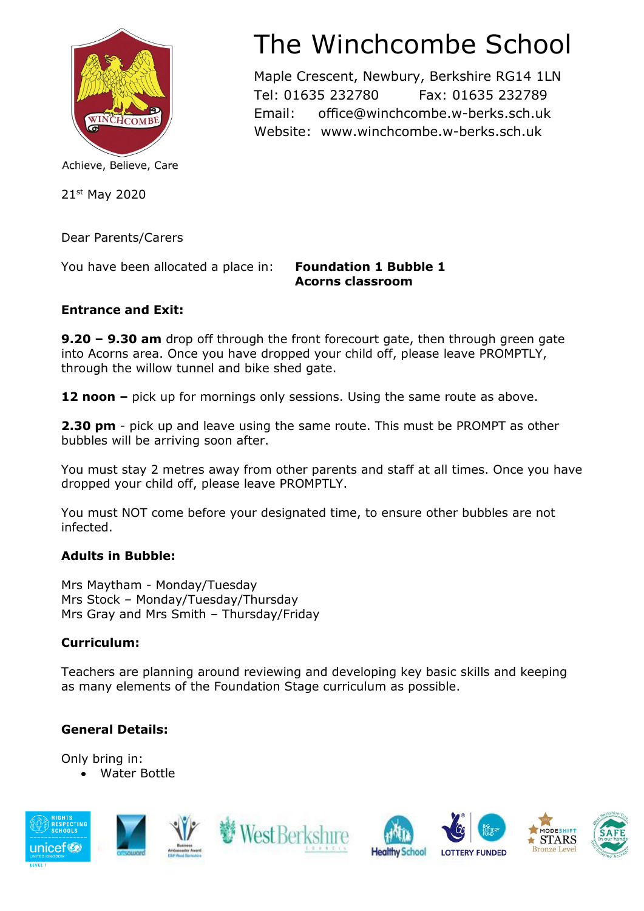# The Winchcombe School

Maple Crescent, Newbury, Berkshire RG14 1LN
Tel: 01635 232780 Fax: 01635 232789
Email: office@winchcombe.w-berks.sch.uk
Website: www.winchcombe.w-berks.sch.uk

Achieve, Believe, Care

21st May 2020

Dear Parents/Carers

You have been allocated a place in: **Foundation 1 Bubble 1**
**Acorns classroom**

**Entrance and Exit:**

**9.20 – 9.30 am** drop off through the front forecourt gate, then through green gate into Acorns area. Once you have dropped your child off, please leave PROMPTLY, through the willow tunnel and bike shed gate.

**12 noon –** pick up for mornings only sessions. Using the same route as above.

**2.30 pm** - pick up and leave using the same route. This must be PROMPT as other bubbles will be arriving soon after.

You must stay 2 metres away from other parents and staff at all times. Once you have dropped your child off, please leave PROMPTLY.

You must NOT come before your designated time, to ensure other bubbles are not infected.

**Adults in Bubble:**

Mrs Maytham - Monday/Tuesday
Mrs Stock – Monday/Tuesday/Thursday
Mrs Gray and Mrs Smith – Thursday/Friday

**Curriculum:**

Teachers are planning around reviewing and developing key basic skills and keeping as many elements of the Foundation Stage curriculum as possible.

**General Details:**

Only bring in:

- Water Bottle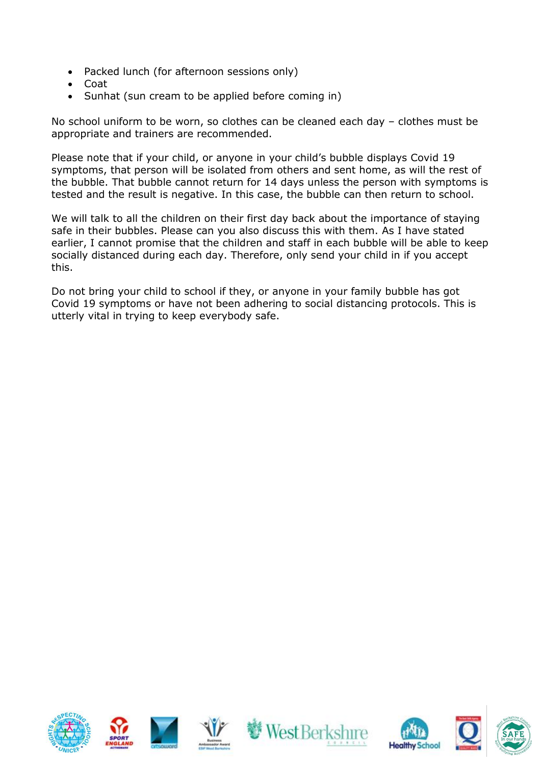- Packed lunch (for afternoon sessions only)
- Coat
- Sunhat (sun cream to be applied before coming in)

No school uniform to be worn, so clothes can be cleaned each day – clothes must be appropriate and trainers are recommended.

Please note that if your child, or anyone in your child's bubble displays Covid 19 symptoms, that person will be isolated from others and sent home, as will the rest of the bubble. That bubble cannot return for 14 days unless the person with symptoms is tested and the result is negative. In this case, the bubble can then return to school.

We will talk to all the children on their first day back about the importance of staying safe in their bubbles. Please can you also discuss this with them. As I have stated earlier, I cannot promise that the children and staff in each bubble will be able to keep socially distanced during each day. Therefore, only send your child in if you accept this.

Do not bring your child to school if they, or anyone in your family bubble has got Covid 19 symptoms or have not been adhering to social distancing protocols. This is utterly vital in trying to keep everybody safe.